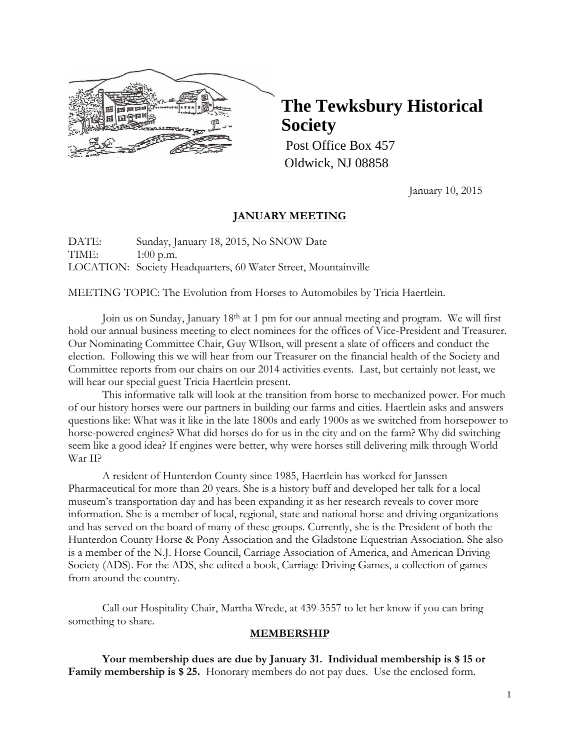# The Tewksbury Historical Society

Post Office Box 457
Oldwick, NJ 08858

January 10, 2015

## JANUARY MEETING

DATE: Sunday, January 18, 2015, No SNOW Date
TIME: 1:00 p.m.
LOCATION: Society Headquarters, 60 Water Street, Mountainville

MEETING TOPIC: The Evolution from Horses to Automobiles by Tricia Haertlein.

Join us on Sunday, January 18th at 1 pm for our annual meeting and program. We will first hold our annual business meeting to elect nominees for the offices of Vice-President and Treasurer. Our Nominating Committee Chair, Guy WIlson, will present a slate of officers and conduct the election. Following this we will hear from our Treasurer on the financial health of the Society and Committee reports from our chairs on our 2014 activities events. Last, but certainly not least, we will hear our special guest Tricia Haertlein present.

This informative talk will look at the transition from horse to mechanized power. For much of our history horses were our partners in building our farms and cities. Haertlein asks and answers questions like: What was it like in the late 1800s and early 1900s as we switched from horsepower to horse-powered engines? What did horses do for us in the city and on the farm? Why did switching seem like a good idea? If engines were better, why were horses still delivering milk through World War II?

A resident of Hunterdon County since 1985, Haertlein has worked for Janssen Pharmaceutical for more than 20 years. She is a history buff and developed her talk for a local museum's transportation day and has been expanding it as her research reveals to cover more information. She is a member of local, regional, state and national horse and driving organizations and has served on the board of many of these groups. Currently, she is the President of both the Hunterdon County Horse & Pony Association and the Gladstone Equestrian Association. She also is a member of the N.J. Horse Council, Carriage Association of America, and American Driving Society (ADS). For the ADS, she edited a book, Carriage Driving Games, a collection of games from around the country.

Call our Hospitality Chair, Martha Wrede, at 439-3557 to let her know if you can bring something to share.

## MEMBERSHIP

**Your membership dues are due by January 31. Individual membership is $ 15 or Family membership is $ 25.** Honorary members do not pay dues. Use the enclosed form.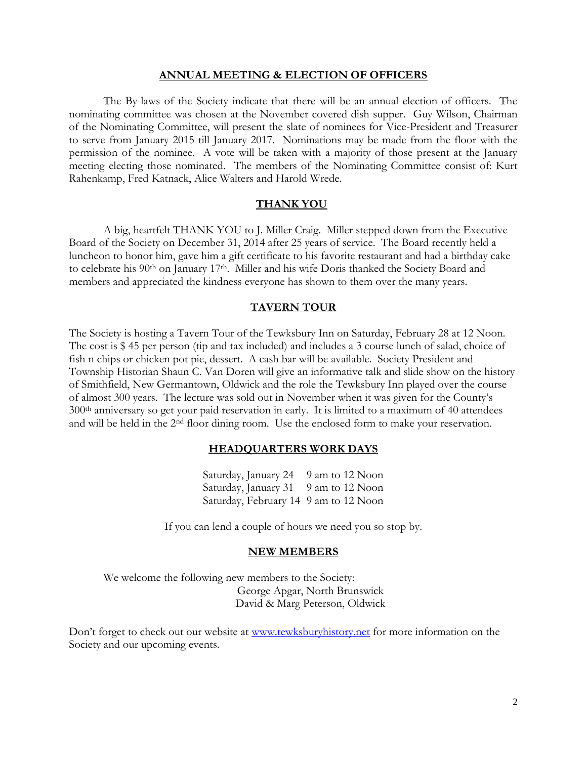## ANNUAL MEETING & ELECTION OF OFFICERS

The By-laws of the Society indicate that there will be an annual election of officers. The nominating committee was chosen at the November covered dish supper. Guy Wilson, Chairman of the Nominating Committee, will present the slate of nominees for Vice-President and Treasurer to serve from January 2015 till January 2017. Nominations may be made from the floor with the permission of the nominee. A vote will be taken with a majority of those present at the January meeting electing those nominated. The members of the Nominating Committee consist of: Kurt Rahenkamp, Fred Katnack, Alice Walters and Harold Wrede.

## THANK YOU

A big, heartfelt THANK YOU to J. Miller Craig. Miller stepped down from the Executive Board of the Society on December 31, 2014 after 25 years of service. The Board recently held a luncheon to honor him, gave him a gift certificate to his favorite restaurant and had a birthday cake to celebrate his 90th on January 17th. Miller and his wife Doris thanked the Society Board and members and appreciated the kindness everyone has shown to them over the many years.

## TAVERN TOUR

The Society is hosting a Tavern Tour of the Tewksbury Inn on Saturday, February 28 at 12 Noon. The cost is $ 45 per person (tip and tax included) and includes a 3 course lunch of salad, choice of fish n chips or chicken pot pie, dessert. A cash bar will be available. Society President and Township Historian Shaun C. Van Doren will give an informative talk and slide show on the history of Smithfield, New Germantown, Oldwick and the role the Tewksbury Inn played over the course of almost 300 years. The lecture was sold out in November when it was given for the County's 300th anniversary so get your paid reservation in early. It is limited to a maximum of 40 attendees and will be held in the 2nd floor dining room. Use the enclosed form to make your reservation.

## HEADQUARTERS WORK DAYS

Saturday, January 24 9 am to 12 Noon
Saturday, January 31 9 am to 12 Noon
Saturday, February 14 9 am to 12 Noon

If you can lend a couple of hours we need you so stop by.

## NEW MEMBERS

We welcome the following new members to the Society:

George Apgar, North Brunswick
David & Marg Peterson, Oldwick

Don't forget to check out our website at www.tewksburyhistory.net for more information on the Society and our upcoming events.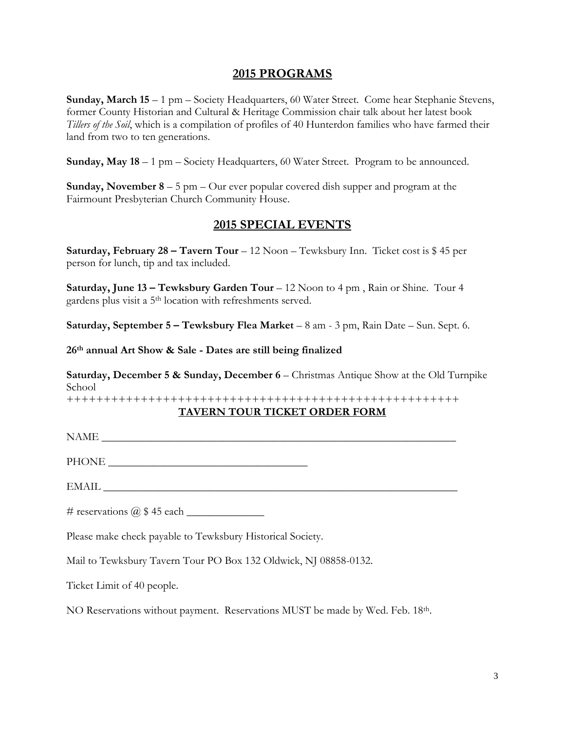## 2015 PROGRAMS

**Sunday, March 15** – 1 pm – Society Headquarters, 60 Water Street. Come hear Stephanie Stevens, former County Historian and Cultural & Heritage Commission chair talk about her latest book *Tillers of the Soil*, which is a compilation of profiles of 40 Hunterdon families who have farmed their land from two to ten generations.

**Sunday, May 18** – 1 pm – Society Headquarters, 60 Water Street. Program to be announced.

**Sunday, November 8** – 5 pm – Our ever popular covered dish supper and program at the Fairmount Presbyterian Church Community House.

## 2015 SPECIAL EVENTS

**Saturday, February 28 – Tavern Tour** – 12 Noon – Tewksbury Inn. Ticket cost is $ 45 per person for lunch, tip and tax included.

**Saturday, June 13 – Tewksbury Garden Tour** – 12 Noon to 4 pm , Rain or Shine. Tour 4 gardens plus visit a 5th location with refreshments served.

**Saturday, September 5 – Tewksbury Flea Market** – 8 am - 3 pm, Rain Date – Sun. Sept. 6.

**26th annual Art Show & Sale - Dates are still being finalized**

**Saturday, December 5 & Sunday, December 6** – Christmas Antique Show at the Old Turnpike School

++++++++++++++++++++++++++++++++++++++++++++++++++++++++

**TAVERN TOUR TICKET ORDER FORM**

NAME ________________________________________________________________

PHONE ____________________________________

EMAIL ________________________________________________________________

# reservations @ $ 45 each ______________

Please make check payable to Tewksbury Historical Society.

Mail to Tewksbury Tavern Tour PO Box 132 Oldwick, NJ 08858-0132.

Ticket Limit of 40 people.

NO Reservations without payment. Reservations MUST be made by Wed. Feb. 18th.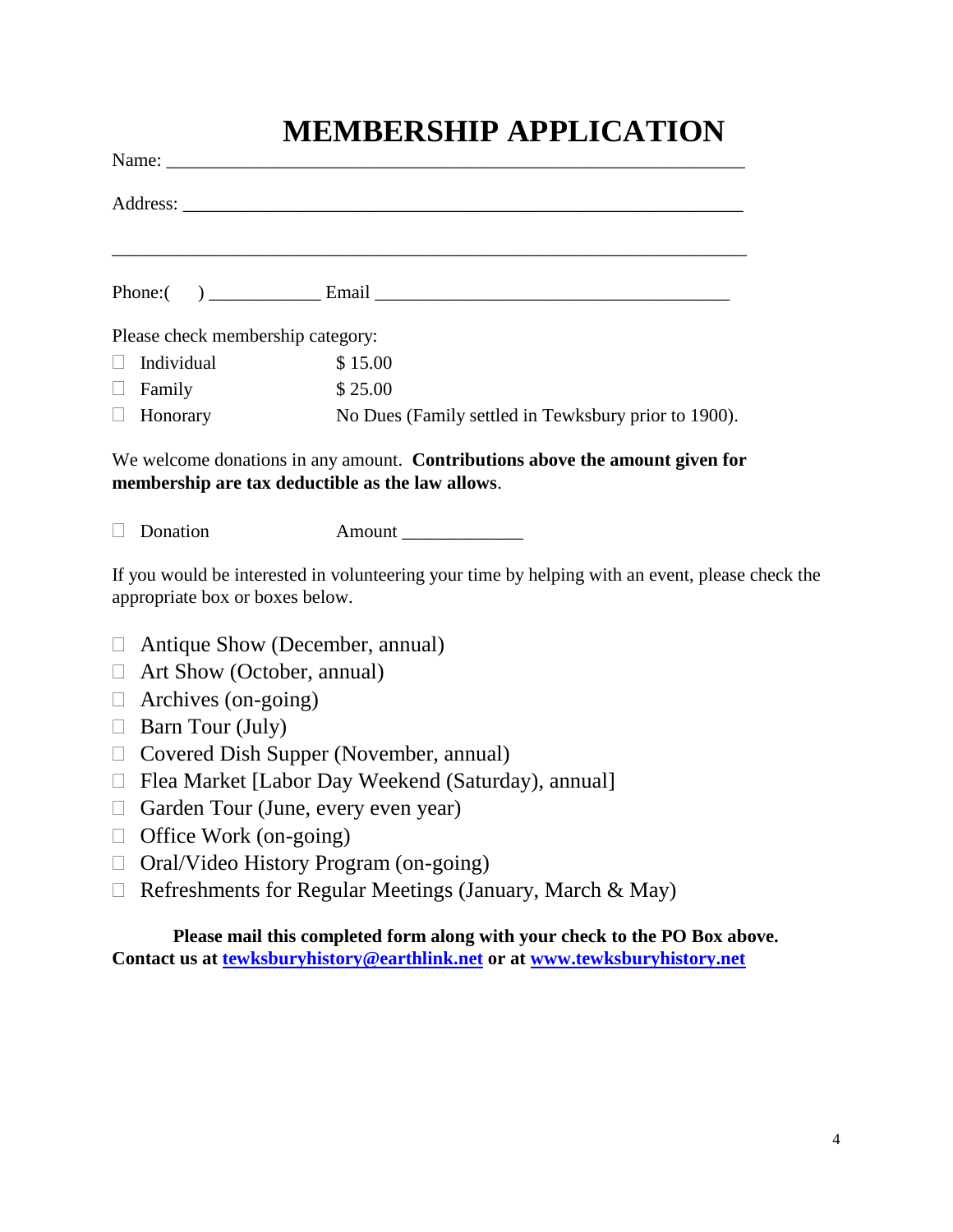# MEMBERSHIP APPLICATION

Name: ______________________________________________________________

Address: ____________________________________________________________

____________________________________________________________________

Phone:( ) ____________ Email _______________________________________

Please check membership category:

- ☐ Individual $ 15.00
- ☐ Family $ 25.00
- ☐ Honorary No Dues (Family settled in Tewksbury prior to 1900).

We welcome donations in any amount. **Contributions above the amount given for membership are tax deductible as the law allows**.

☐ Donation Amount _____________

If you would be interested in volunteering your time by helping with an event, please check the appropriate box or boxes below.

- ☐ Antique Show (December, annual)
- ☐ Art Show (October, annual)
- ☐ Archives (on-going)
- ☐ Barn Tour (July)
- ☐ Covered Dish Supper (November, annual)
- ☐ Flea Market [Labor Day Weekend (Saturday), annual]
- ☐ Garden Tour (June, every even year)
- ☐ Office Work (on-going)
- ☐ Oral/Video History Program (on-going)
- ☐ Refreshments for Regular Meetings (January, March & May)

**Please mail this completed form along with your check to the PO Box above.**
**Contact us at [tewksburyhistory@earthlink.net](mailto:tewksburyhistory@earthlink.net) or at [www.tewksburyhistory.net](http://www.tewksburyhistory.net)**